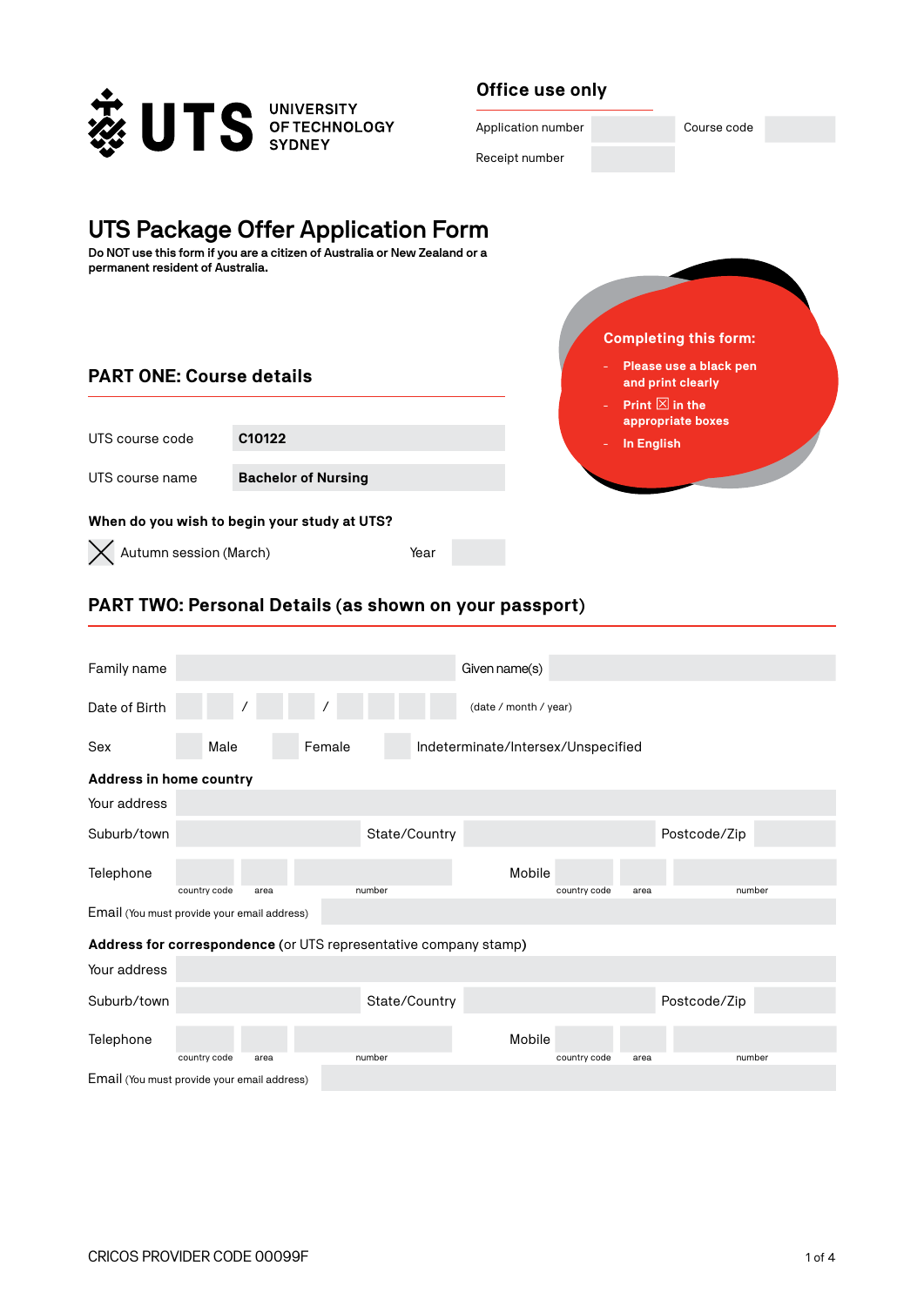UNIVERSITY OF TECHNOLOGY SYDNEY

**Office use only**

| Application number | | Course code | |
|---|---|---|---|
| Receipt number | | | |

# UTS Package Offer Application Form

**Do NOT use this form if you are a citizen of Australia or New Zealand or a permanent resident of Australia.**

**Completing this form:**

- **Please use a black pen and print clearly**
- **Print ☒ in the appropriate boxes**
- **In English**

## PART ONE: Course details

| | |
|---|---|
| UTS course code | **C10122** |
| UTS course name | **Bachelor of Nursing** |

**When do you wish to begin your study at UTS?**

☒ Autumn session (March) Year ____

## PART TWO: Personal Details (as shown on your passport)

Family name ____ Given name(s) ____

Date of Birth __ __ / __ __ / __ __ __ __ (date / month / year)

Sex ☐ Male ☐ Female ☐ Indeterminate/Intersex/Unspecified

**Address in home country**

Your address ____

Suburb/town ____ State/Country ____ Postcode/Zip ____

Telephone ____ (country code) ____ (area) ____ (number) Mobile ____ (country code) ____ (area) ____ (number)

Email (You must provide your email address) ____

**Address for correspondence** (or UTS representative company stamp)

Your address ____

Suburb/town ____ State/Country ____ Postcode/Zip ____

Telephone ____ (country code) ____ (area) ____ (number) Mobile ____ (country code) ____ (area) ____ (number)

Email (You must provide your email address) ____

CRICOS PROVIDER CODE 00099F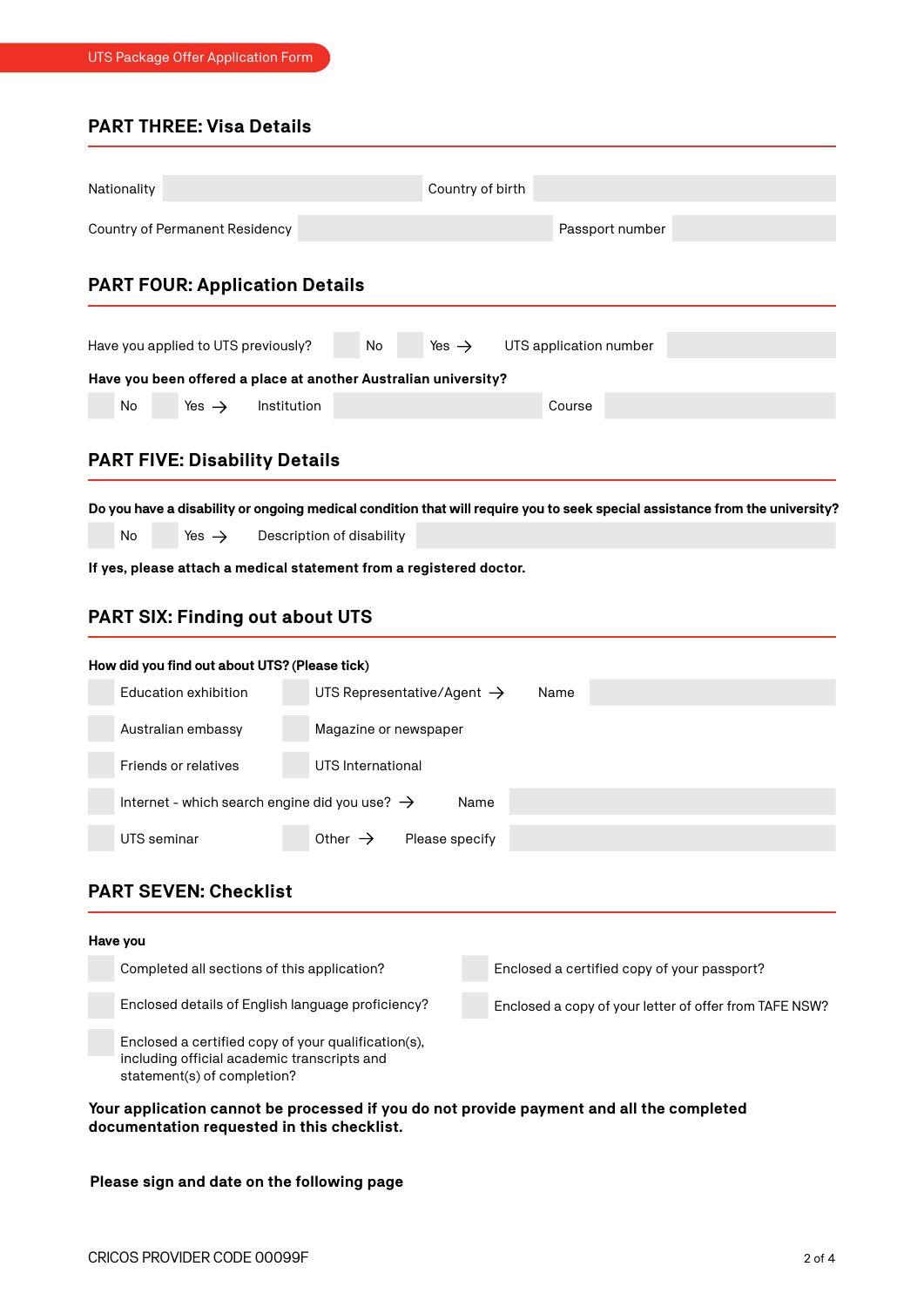## PART THREE: Visa Details

Nationality ______ Country of birth ______

Country of Permanent Residency ______ Passport number ______

## PART FOUR: Application Details

Have you applied to UTS previously? ☐ No ☐ Yes → UTS application number ______

**Have you been offered a place at another Australian university?**

☐ No ☐ Yes → Institution ______ Course ______

## PART FIVE: Disability Details

**Do you have a disability or ongoing medical condition that will require you to seek special assistance from the university?**

☐ No ☐ Yes → Description of disability ______

**If yes, please attach a medical statement from a registered doctor.**

## PART SIX: Finding out about UTS

**How did you find out about UTS? (Please tick)**

- ☐ Education exhibition
- ☐ UTS Representative/Agent → Name ______
- ☐ Australian embassy
- ☐ Magazine or newspaper
- ☐ Friends or relatives
- ☐ UTS International
- ☐ Internet - which search engine did you use? → Name ______
- ☐ UTS seminar
- ☐ Other → Please specify ______

## PART SEVEN: Checklist

**Have you**

- ☐ Completed all sections of this application?
- ☐ Enclosed details of English language proficiency?
- ☐ Enclosed a certified copy of your qualification(s), including official academic transcripts and statement(s) of completion?
- ☐ Enclosed a certified copy of your passport?
- ☐ Enclosed a copy of your letter of offer from TAFE NSW?

**Your application cannot be processed if you do not provide payment and all the completed documentation requested in this checklist.**

**Please sign and date on the following page**

CRICOS PROVIDER CODE 00099F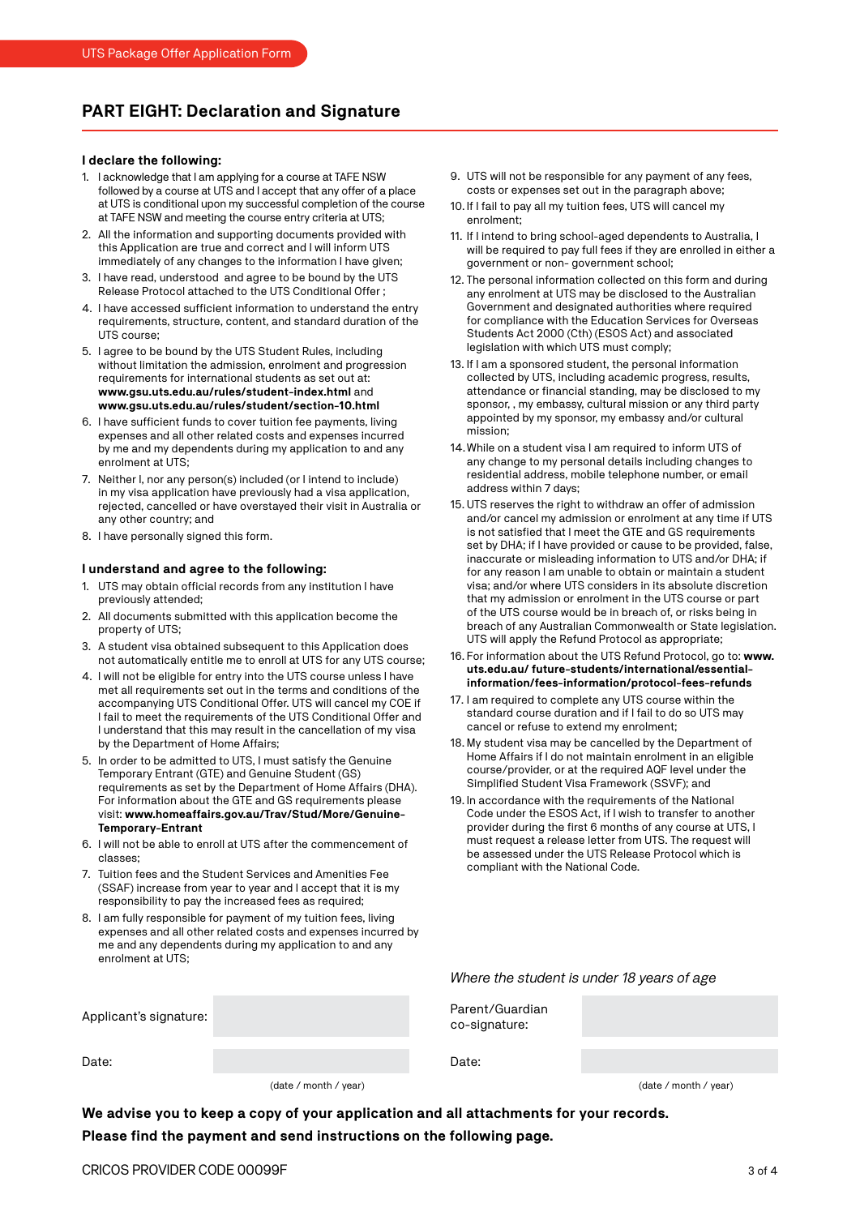## PART EIGHT: Declaration and Signature

**I declare the following:**

1. I acknowledge that I am applying for a course at TAFE NSW followed by a course at UTS and I accept that any offer of a place at UTS is conditional upon my successful completion of the course at TAFE NSW and meeting the course entry criteria at UTS;
2. All the information and supporting documents provided with this Application are true and correct and I will inform UTS immediately of any changes to the information I have given;
3. I have read, understood and agree to be bound by the UTS Release Protocol attached to the UTS Conditional Offer ;
4. I have accessed sufficient information to understand the entry requirements, structure, content, and standard duration of the UTS course;
5. I agree to be bound by the UTS Student Rules, including without limitation the admission, enrolment and progression requirements for international students as set out at: **www.gsu.uts.edu.au/rules/student-index.html** and **www.gsu.uts.edu.au/rules/student/section-10.html**
6. I have sufficient funds to cover tuition fee payments, living expenses and all other related costs and expenses incurred by me and my dependents during my application to and any enrolment at UTS;
7. Neither I, nor any person(s) included (or I intend to include) in my visa application have previously had a visa application, rejected, cancelled or have overstayed their visit in Australia or any other country; and
8. I have personally signed this form.

**I understand and agree to the following:**

1. UTS may obtain official records from any institution I have previously attended;
2. All documents submitted with this application become the property of UTS;
3. A student visa obtained subsequent to this Application does not automatically entitle me to enroll at UTS for any UTS course;
4. I will not be eligible for entry into the UTS course unless I have met all requirements set out in the terms and conditions of the accompanying UTS Conditional Offer. UTS will cancel my COE if I fail to meet the requirements of the UTS Conditional Offer and I understand that this may result in the cancellation of my visa by the Department of Home Affairs;
5. In order to be admitted to UTS, I must satisfy the Genuine Temporary Entrant (GTE) and Genuine Student (GS) requirements as set by the Department of Home Affairs (DHA). For information about the GTE and GS requirements please visit: **www.homeaffairs.gov.au/Trav/Stud/More/Genuine-Temporary-Entrant**
6. I will not be able to enroll at UTS after the commencement of classes;
7. Tuition fees and the Student Services and Amenities Fee (SSAF) increase from year to year and I accept that it is my responsibility to pay the increased fees as required;
8. I am fully responsible for payment of my tuition fees, living expenses and all other related costs and expenses incurred by me and any dependents during my application to and any enrolment at UTS;
9. UTS will not be responsible for any payment of any fees, costs or expenses set out in the paragraph above;
10. If I fail to pay all my tuition fees, UTS will cancel my enrolment;
11. If I intend to bring school-aged dependents to Australia, I will be required to pay full fees if they are enrolled in either a government or non- government school;
12. The personal information collected on this form and during any enrolment at UTS may be disclosed to the Australian Government and designated authorities where required for compliance with the Education Services for Overseas Students Act 2000 (Cth) (ESOS Act) and associated legislation with which UTS must comply;
13. If I am a sponsored student, the personal information collected by UTS, including academic progress, results, attendance or financial standing, may be disclosed to my sponsor, , my embassy, cultural mission or any third party appointed by my sponsor, my embassy and/or cultural mission;
14. While on a student visa I am required to inform UTS of any change to my personal details including changes to residential address, mobile telephone number, or email address within 7 days;
15. UTS reserves the right to withdraw an offer of admission and/or cancel my admission or enrolment at any time if UTS is not satisfied that I meet the GTE and GS requirements set by DHA; if I have provided or cause to be provided, false, inaccurate or misleading information to UTS and/or DHA; if for any reason I am unable to obtain or maintain a student visa; and/or where UTS considers in its absolute discretion that my admission or enrolment in the UTS course or part of the UTS course would be in breach of, or risks being in breach of any Australian Commonwealth or State legislation. UTS will apply the Refund Protocol as appropriate;
16. For information about the UTS Refund Protocol, go to: **www.uts.edu.au/ future-students/international/essential-information/fees-information/protocol-fees-refunds**
17. I am required to complete any UTS course within the standard course duration and if I fail to do so UTS may cancel or refuse to extend my enrolment;
18. My student visa may be cancelled by the Department of Home Affairs if I do not maintain enrolment in an eligible course/provider, or at the required AQF level under the Simplified Student Visa Framework (SSVF); and
19. In accordance with the requirements of the National Code under the ESOS Act, if I wish to transfer to another provider during the first 6 months of any course at UTS, I must request a release letter from UTS. The request will be assessed under the UTS Release Protocol which is compliant with the National Code.

| Applicant's signature: | |
|---|---|
| Date: | (date / month / year) |

*Where the student is under 18 years of age*

| Parent/Guardian co-signature: | |
|---|---|
| Date: | (date / month / year) |

**We advise you to keep a copy of your application and all attachments for your records.**

**Please find the payment and send instructions on the following page.**

CRICOS PROVIDER CODE 00099F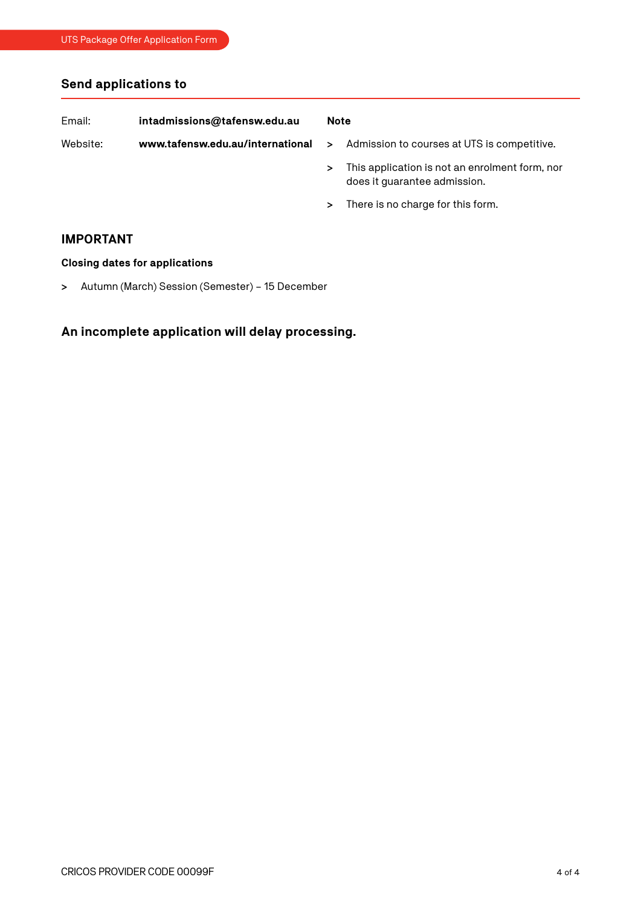## Send applications to

Email: **intadmissions@tafensw.edu.au**

Website: **www.tafensw.edu.au/international**

**Note**

- Admission to courses at UTS is competitive.
- This application is not an enrolment form, nor does it guarantee admission.
- There is no charge for this form.

## IMPORTANT

**Closing dates for applications**

- Autumn (March) Session (Semester) – 15 December

### An incomplete application will delay processing.

CRICOS PROVIDER CODE 00099F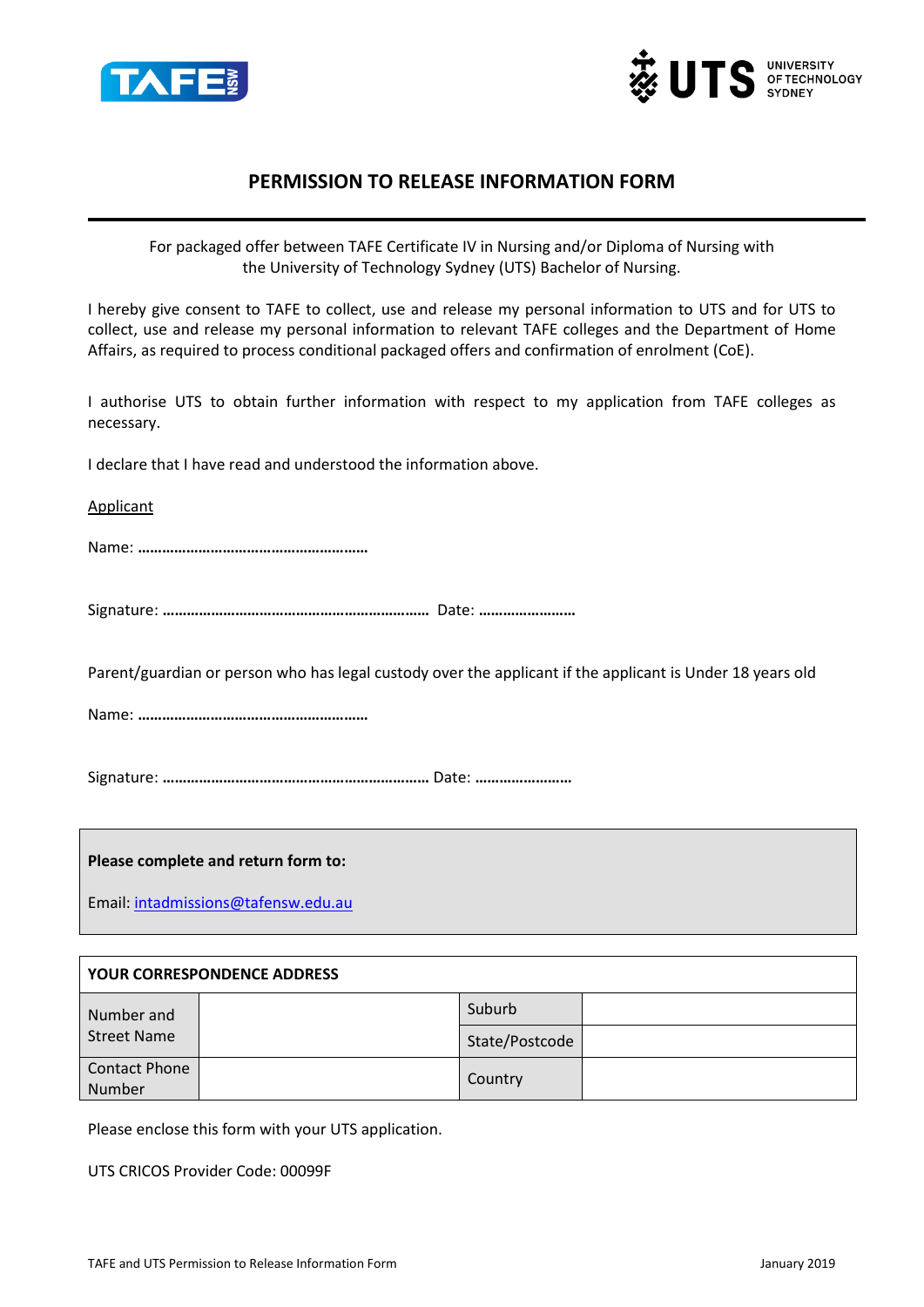# PERMISSION TO RELEASE INFORMATION FORM

For packaged offer between TAFE Certificate IV in Nursing and/or Diploma of Nursing with the University of Technology Sydney (UTS) Bachelor of Nursing.

I hereby give consent to TAFE to collect, use and release my personal information to UTS and for UTS to collect, use and release my personal information to relevant TAFE colleges and the Department of Home Affairs, as required to process conditional packaged offers and confirmation of enrolment (CoE).

I authorise UTS to obtain further information with respect to my application from TAFE colleges as necessary.

I declare that I have read and understood the information above.

Applicant

Name: ………………………………………………….

Signature: ………………………………………………………… Date: ……………………

Parent/guardian or person who has legal custody over the applicant if the applicant is Under 18 years old

Name: ………………………………………………….

Signature: ………………………………………………………… Date: ……………………

**Please complete and return form to:**

Email: intadmissions@tafensw.edu.au

| YOUR CORRESPONDENCE ADDRESS | | | |
|---|---|---|---|
| Number and Street Name | | Suburb | |
| | | State/Postcode | |
| Contact Phone Number | | Country | |

Please enclose this form with your UTS application.

UTS CRICOS Provider Code: 00099F

TAFE and UTS Permission to Release Information Form January 2019